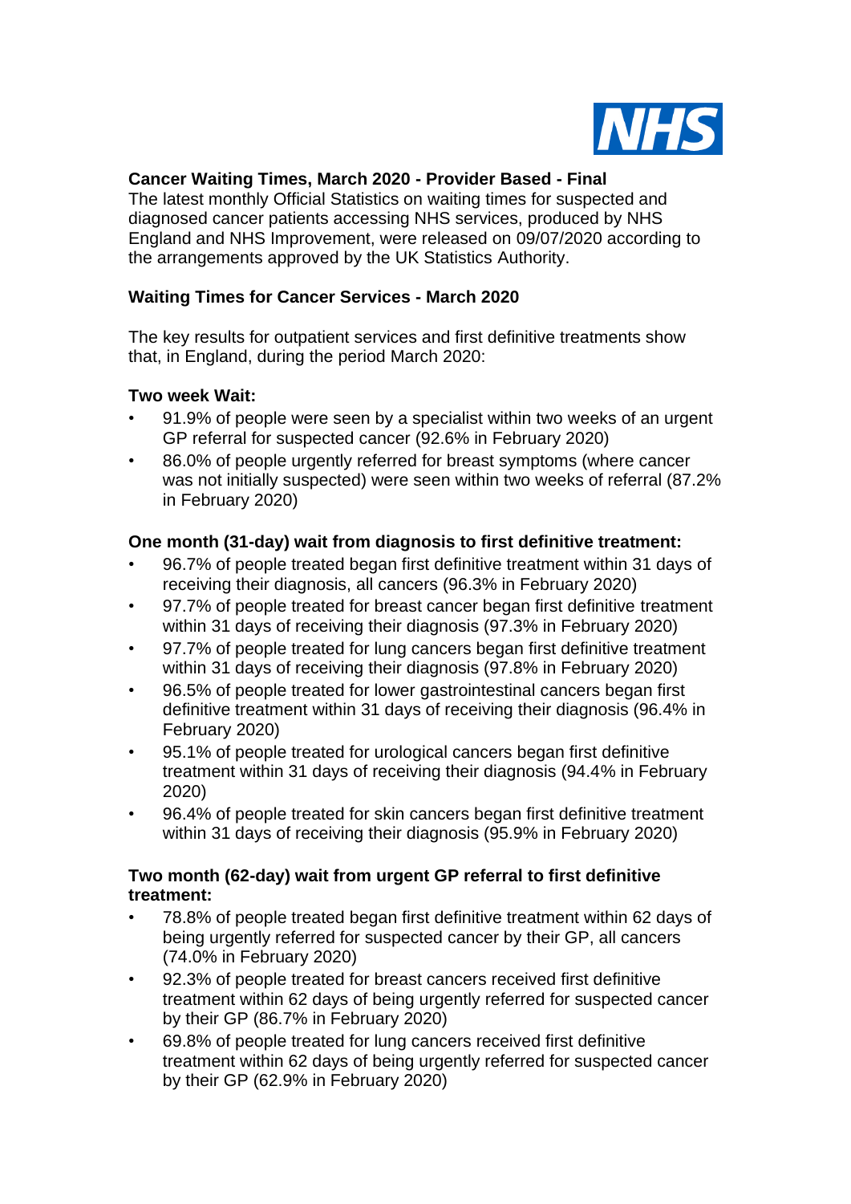## Cancer Waiting Times, March 2020 - Provider Based - Final

The latest monthly Official Statistics on waiting times for suspected and diagnosed cancer patients accessing NHS services, produced by NHS England and NHS Improvement, were released on 09/07/2020 according to the arrangements approved by the UK Statistics Authority.

### Waiting Times for Cancer Services - March 2020

The key results for outpatient services and first definitive treatments show that, in England, during the period March 2020:

**Two week Wait:**

- 91.9% of people were seen by a specialist within two weeks of an urgent GP referral for suspected cancer (92.6% in February 2020)
- 86.0% of people urgently referred for breast symptoms (where cancer was not initially suspected) were seen within two weeks of referral (87.2% in February 2020)

**One month (31-day) wait from diagnosis to first definitive treatment:**

- 96.7% of people treated began first definitive treatment within 31 days of receiving their diagnosis, all cancers (96.3% in February 2020)
- 97.7% of people treated for breast cancer began first definitive treatment within 31 days of receiving their diagnosis (97.3% in February 2020)
- 97.7% of people treated for lung cancers began first definitive treatment within 31 days of receiving their diagnosis (97.8% in February 2020)
- 96.5% of people treated for lower gastrointestinal cancers began first definitive treatment within 31 days of receiving their diagnosis (96.4% in February 2020)
- 95.1% of people treated for urological cancers began first definitive treatment within 31 days of receiving their diagnosis (94.4% in February 2020)
- 96.4% of people treated for skin cancers began first definitive treatment within 31 days of receiving their diagnosis (95.9% in February 2020)

**Two month (62-day) wait from urgent GP referral to first definitive treatment:**

- 78.8% of people treated began first definitive treatment within 62 days of being urgently referred for suspected cancer by their GP, all cancers (74.0% in February 2020)
- 92.3% of people treated for breast cancers received first definitive treatment within 62 days of being urgently referred for suspected cancer by their GP (86.7% in February 2020)
- 69.8% of people treated for lung cancers received first definitive treatment within 62 days of being urgently referred for suspected cancer by their GP (62.9% in February 2020)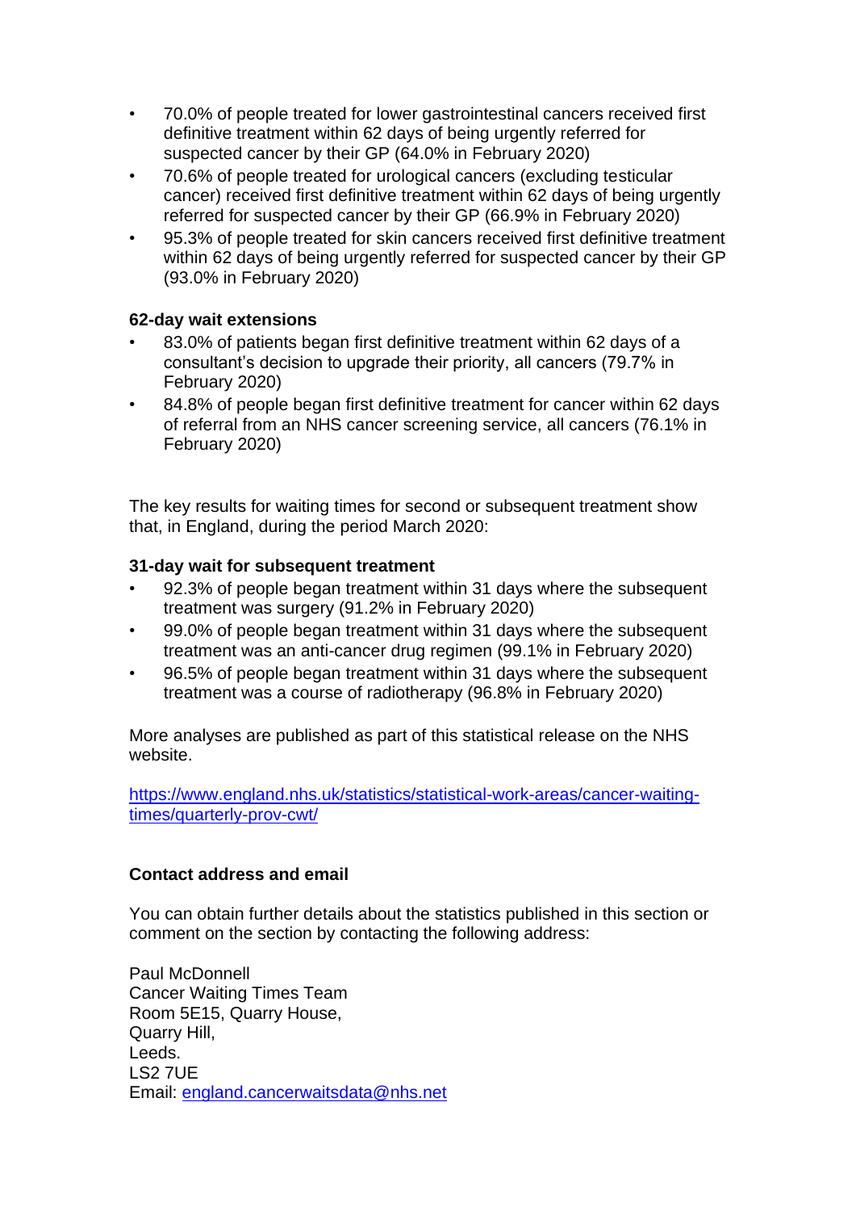- 70.0% of people treated for lower gastrointestinal cancers received first definitive treatment within 62 days of being urgently referred for suspected cancer by their GP (64.0% in February 2020)
- 70.6% of people treated for urological cancers (excluding testicular cancer) received first definitive treatment within 62 days of being urgently referred for suspected cancer by their GP (66.9% in February 2020)
- 95.3% of people treated for skin cancers received first definitive treatment within 62 days of being urgently referred for suspected cancer by their GP (93.0% in February 2020)

**62-day wait extensions**

- 83.0% of patients began first definitive treatment within 62 days of a consultant's decision to upgrade their priority, all cancers (79.7% in February 2020)
- 84.8% of people began first definitive treatment for cancer within 62 days of referral from an NHS cancer screening service, all cancers (76.1% in February 2020)

The key results for waiting times for second or subsequent treatment show that, in England, during the period March 2020:

**31-day wait for subsequent treatment**

- 92.3% of people began treatment within 31 days where the subsequent treatment was surgery (91.2% in February 2020)
- 99.0% of people began treatment within 31 days where the subsequent treatment was an anti-cancer drug regimen (99.1% in February 2020)
- 96.5% of people began treatment within 31 days where the subsequent treatment was a course of radiotherapy (96.8% in February 2020)

More analyses are published as part of this statistical release on the NHS website.

[https://www.england.nhs.uk/statistics/statistical-work-areas/cancer-waiting-times/quarterly-prov-cwt/](https://www.england.nhs.uk/statistics/statistical-work-areas/cancer-waiting-times/quarterly-prov-cwt/)

**Contact address and email**

You can obtain further details about the statistics published in this section or comment on the section by contacting the following address:

Paul McDonnell
Cancer Waiting Times Team
Room 5E15, Quarry House,
Quarry Hill,
Leeds.
LS2 7UE
Email: [england.cancerwaitsdata@nhs.net](mailto:england.cancerwaitsdata@nhs.net)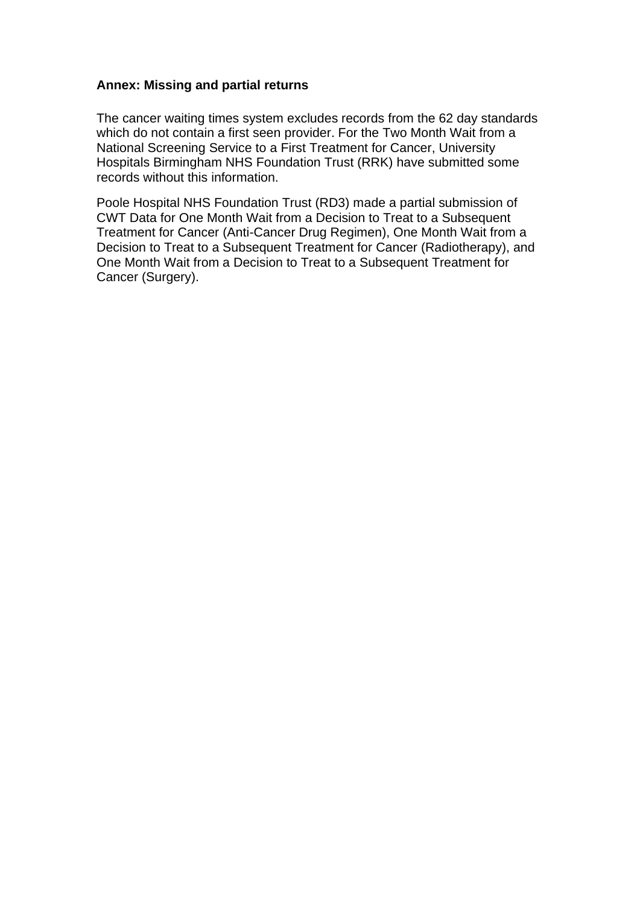**Annex: Missing and partial returns**

The cancer waiting times system excludes records from the 62 day standards which do not contain a first seen provider. For the Two Month Wait from a National Screening Service to a First Treatment for Cancer, University Hospitals Birmingham NHS Foundation Trust (RRK) have submitted some records without this information.

Poole Hospital NHS Foundation Trust (RD3) made a partial submission of CWT Data for One Month Wait from a Decision to Treat to a Subsequent Treatment for Cancer (Anti-Cancer Drug Regimen), One Month Wait from a Decision to Treat to a Subsequent Treatment for Cancer (Radiotherapy), and One Month Wait from a Decision to Treat to a Subsequent Treatment for Cancer (Surgery).